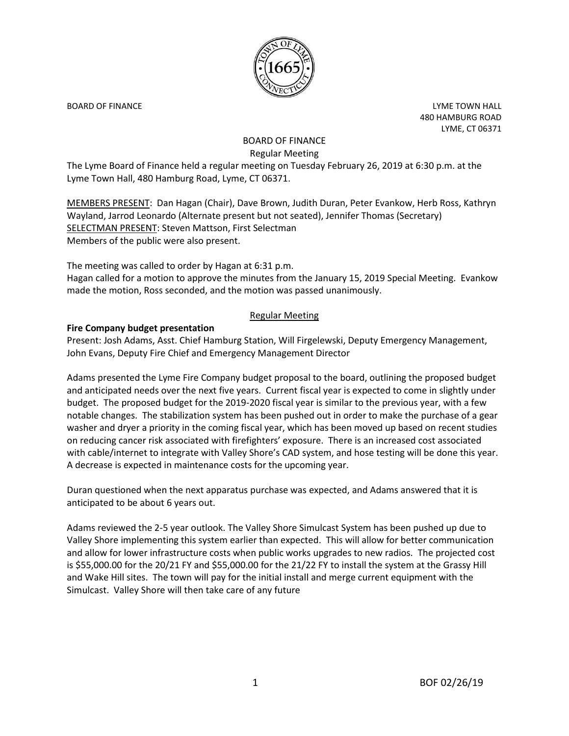BOARD OF FINANCE

LYME TOWN HALL
480 HAMBURG ROAD
LYME, CT 06371

# BOARD OF FINANCE
## Regular Meeting

The Lyme Board of Finance held a regular meeting on Tuesday February 26, 2019 at 6:30 p.m. at the Lyme Town Hall, 480 Hamburg Road, Lyme, CT 06371.

MEMBERS PRESENT: Dan Hagan (Chair), Dave Brown, Judith Duran, Peter Evankow, Herb Ross, Kathryn Wayland, Jarrod Leonardo (Alternate present but not seated), Jennifer Thomas (Secretary)
SELECTMAN PRESENT: Steven Mattson, First Selectman
Members of the public were also present.

The meeting was called to order by Hagan at 6:31 p.m.
Hagan called for a motion to approve the minutes from the January 15, 2019 Special Meeting. Evankow made the motion, Ross seconded, and the motion was passed unanimously.

## Regular Meeting

**Fire Company budget presentation**

Present: Josh Adams, Asst. Chief Hamburg Station, Will Firgelewski, Deputy Emergency Management, John Evans, Deputy Fire Chief and Emergency Management Director

Adams presented the Lyme Fire Company budget proposal to the board, outlining the proposed budget and anticipated needs over the next five years. Current fiscal year is expected to come in slightly under budget. The proposed budget for the 2019-2020 fiscal year is similar to the previous year, with a few notable changes. The stabilization system has been pushed out in order to make the purchase of a gear washer and dryer a priority in the coming fiscal year, which has been moved up based on recent studies on reducing cancer risk associated with firefighters' exposure. There is an increased cost associated with cable/internet to integrate with Valley Shore's CAD system, and hose testing will be done this year. A decrease is expected in maintenance costs for the upcoming year.

Duran questioned when the next apparatus purchase was expected, and Adams answered that it is anticipated to be about 6 years out.

Adams reviewed the 2-5 year outlook. The Valley Shore Simulcast System has been pushed up due to Valley Shore implementing this system earlier than expected. This will allow for better communication and allow for lower infrastructure costs when public works upgrades to new radios. The projected cost is $55,000.00 for the 20/21 FY and $55,000.00 for the 21/22 FY to install the system at the Grassy Hill and Wake Hill sites. The town will pay for the initial install and merge current equipment with the Simulcast. Valley Shore will then take care of any future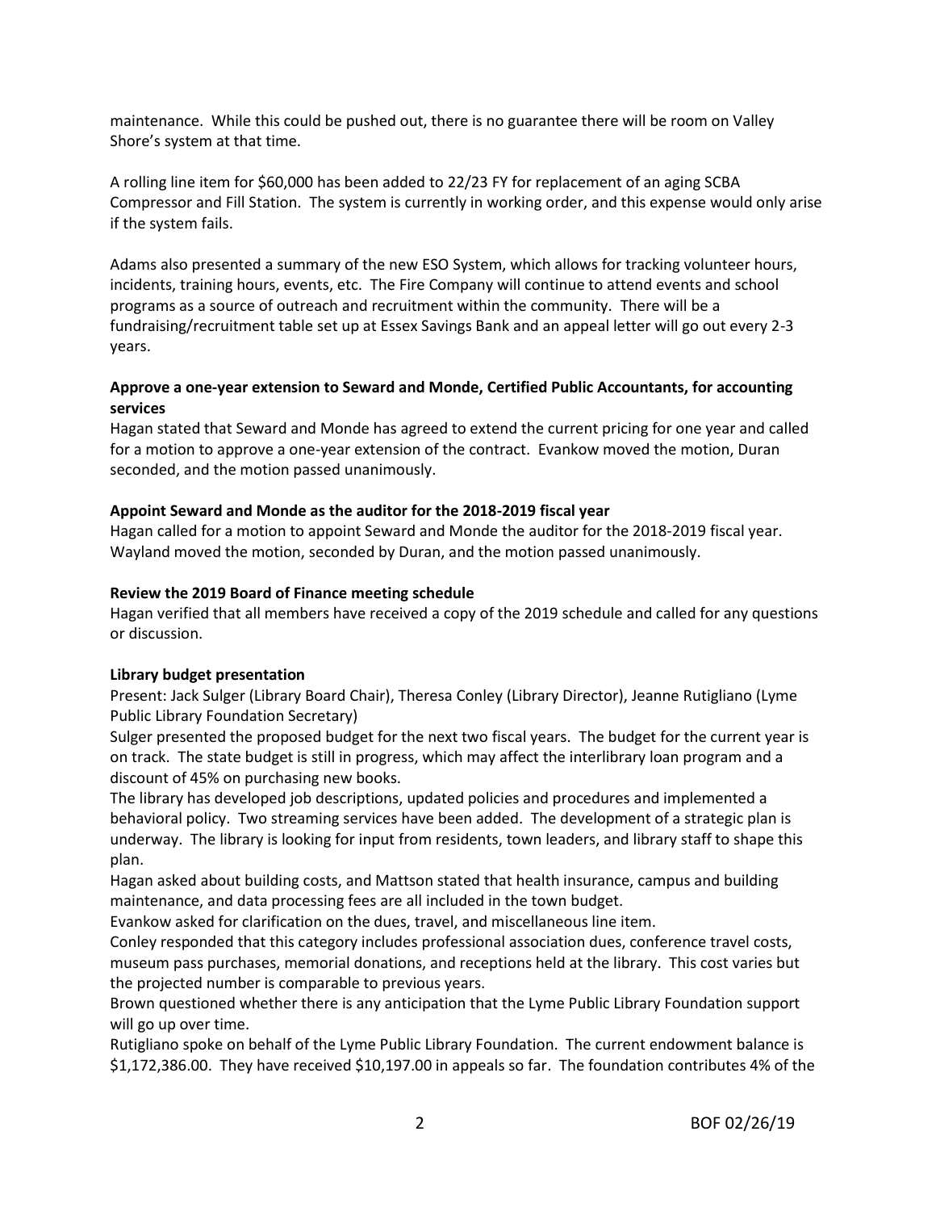maintenance. While this could be pushed out, there is no guarantee there will be room on Valley Shore's system at that time.

A rolling line item for $60,000 has been added to 22/23 FY for replacement of an aging SCBA Compressor and Fill Station. The system is currently in working order, and this expense would only arise if the system fails.

Adams also presented a summary of the new ESO System, which allows for tracking volunteer hours, incidents, training hours, events, etc. The Fire Company will continue to attend events and school programs as a source of outreach and recruitment within the community. There will be a fundraising/recruitment table set up at Essex Savings Bank and an appeal letter will go out every 2-3 years.

**Approve a one-year extension to Seward and Monde, Certified Public Accountants, for accounting services**

Hagan stated that Seward and Monde has agreed to extend the current pricing for one year and called for a motion to approve a one-year extension of the contract. Evankow moved the motion, Duran seconded, and the motion passed unanimously.

**Appoint Seward and Monde as the auditor for the 2018-2019 fiscal year**

Hagan called for a motion to appoint Seward and Monde the auditor for the 2018-2019 fiscal year. Wayland moved the motion, seconded by Duran, and the motion passed unanimously.

**Review the 2019 Board of Finance meeting schedule**

Hagan verified that all members have received a copy of the 2019 schedule and called for any questions or discussion.

**Library budget presentation**

Present: Jack Sulger (Library Board Chair), Theresa Conley (Library Director), Jeanne Rutigliano (Lyme Public Library Foundation Secretary)

Sulger presented the proposed budget for the next two fiscal years. The budget for the current year is on track. The state budget is still in progress, which may affect the interlibrary loan program and a discount of 45% on purchasing new books.

The library has developed job descriptions, updated policies and procedures and implemented a behavioral policy. Two streaming services have been added. The development of a strategic plan is underway. The library is looking for input from residents, town leaders, and library staff to shape this plan.

Hagan asked about building costs, and Mattson stated that health insurance, campus and building maintenance, and data processing fees are all included in the town budget.

Evankow asked for clarification on the dues, travel, and miscellaneous line item.

Conley responded that this category includes professional association dues, conference travel costs, museum pass purchases, memorial donations, and receptions held at the library. This cost varies but the projected number is comparable to previous years.

Brown questioned whether there is any anticipation that the Lyme Public Library Foundation support will go up over time.

Rutigliano spoke on behalf of the Lyme Public Library Foundation. The current endowment balance is $1,172,386.00. They have received $10,197.00 in appeals so far. The foundation contributes 4% of the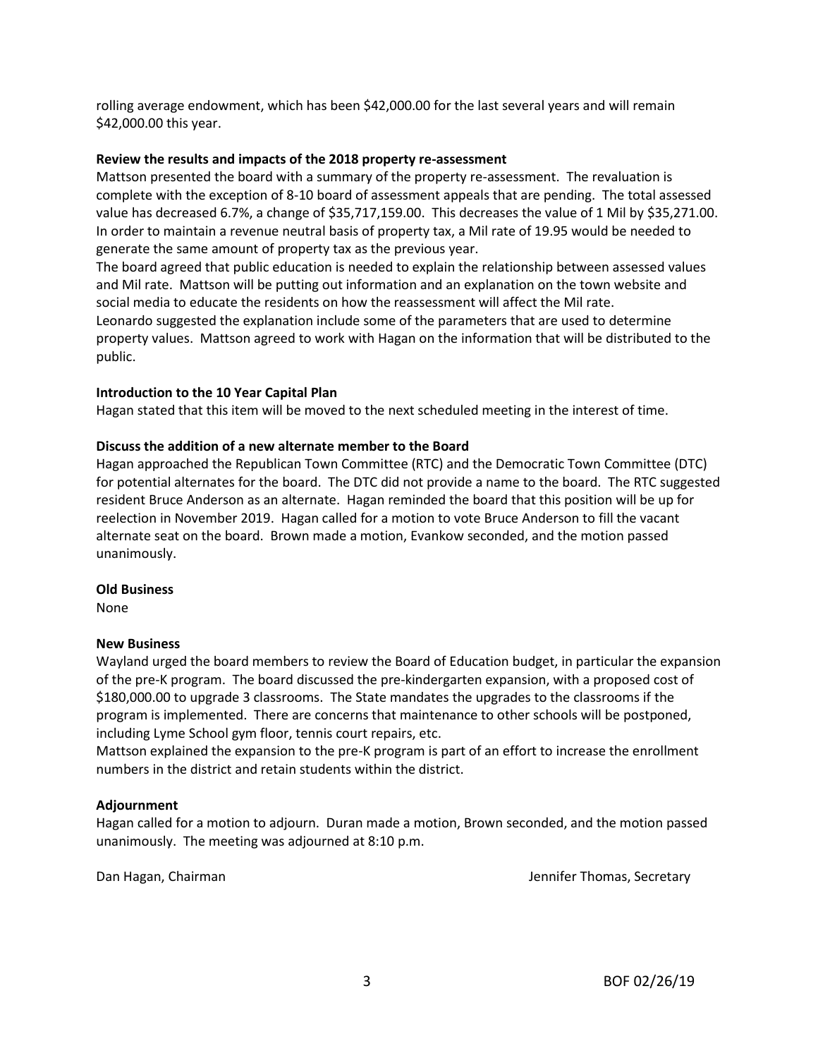rolling average endowment, which has been $42,000.00 for the last several years and will remain $42,000.00 this year.

**Review the results and impacts of the 2018 property re-assessment**

Mattson presented the board with a summary of the property re-assessment. The revaluation is complete with the exception of 8-10 board of assessment appeals that are pending. The total assessed value has decreased 6.7%, a change of $35,717,159.00. This decreases the value of 1 Mil by $35,271.00. In order to maintain a revenue neutral basis of property tax, a Mil rate of 19.95 would be needed to generate the same amount of property tax as the previous year.

The board agreed that public education is needed to explain the relationship between assessed values and Mil rate. Mattson will be putting out information and an explanation on the town website and social media to educate the residents on how the reassessment will affect the Mil rate.

Leonardo suggested the explanation include some of the parameters that are used to determine property values. Mattson agreed to work with Hagan on the information that will be distributed to the public.

**Introduction to the 10 Year Capital Plan**

Hagan stated that this item will be moved to the next scheduled meeting in the interest of time.

**Discuss the addition of a new alternate member to the Board**

Hagan approached the Republican Town Committee (RTC) and the Democratic Town Committee (DTC) for potential alternates for the board. The DTC did not provide a name to the board. The RTC suggested resident Bruce Anderson as an alternate. Hagan reminded the board that this position will be up for reelection in November 2019. Hagan called for a motion to vote Bruce Anderson to fill the vacant alternate seat on the board. Brown made a motion, Evankow seconded, and the motion passed unanimously.

**Old Business**

None

**New Business**

Wayland urged the board members to review the Board of Education budget, in particular the expansion of the pre-K program. The board discussed the pre-kindergarten expansion, with a proposed cost of $180,000.00 to upgrade 3 classrooms. The State mandates the upgrades to the classrooms if the program is implemented. There are concerns that maintenance to other schools will be postponed, including Lyme School gym floor, tennis court repairs, etc.

Mattson explained the expansion to the pre-K program is part of an effort to increase the enrollment numbers in the district and retain students within the district.

**Adjournment**

Hagan called for a motion to adjourn. Duran made a motion, Brown seconded, and the motion passed unanimously. The meeting was adjourned at 8:10 p.m.

Dan Hagan, Chairman

Jennifer Thomas, Secretary